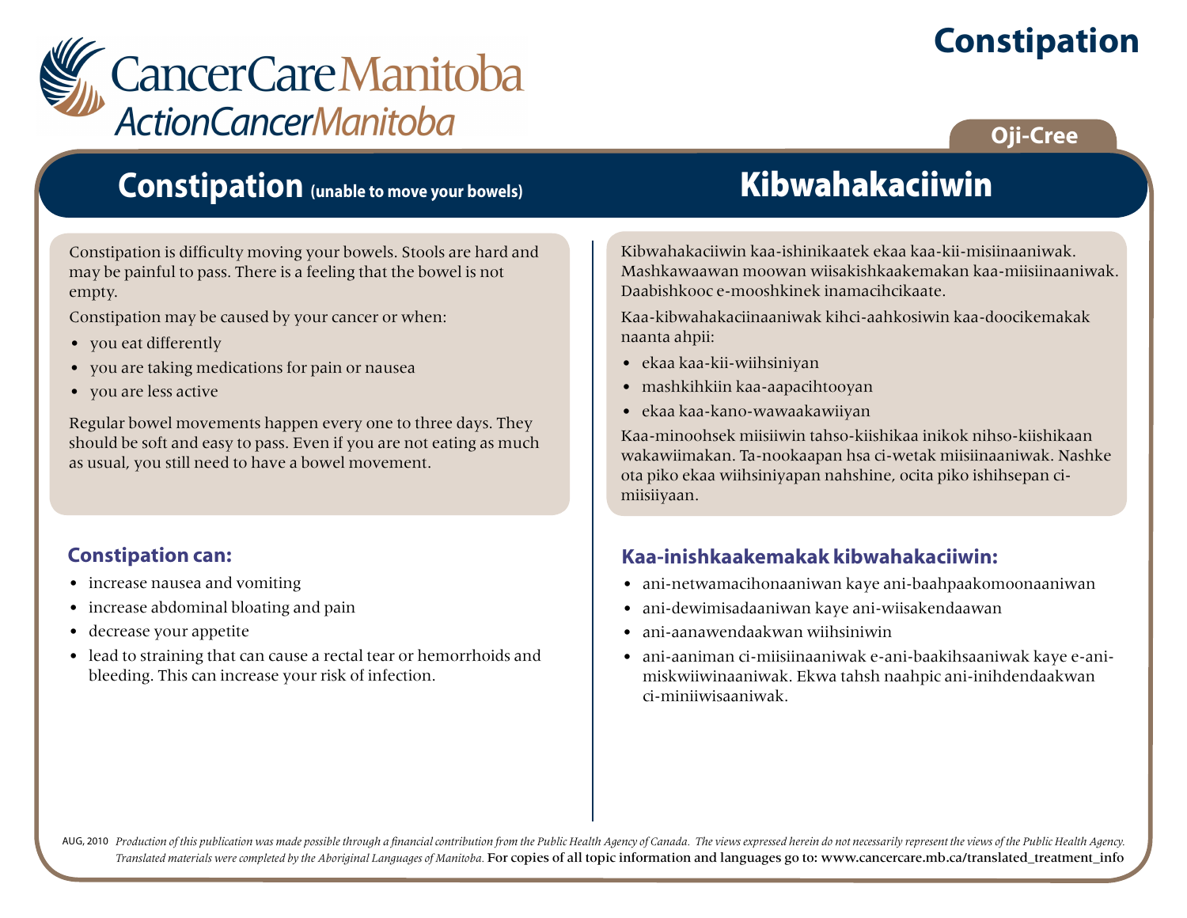CancerCare Manitoba
ActionCancerManitoba

# Constipation

Oji-Cree

## Constipation (unable to move your bowels)

Constipation is difficulty moving your bowels. Stools are hard and may be painful to pass. There is a feeling that the bowel is not empty.

Constipation may be caused by your cancer or when:

- you eat differently
- you are taking medications for pain or nausea
- you are less active

Regular bowel movements happen every one to three days. They should be soft and easy to pass. Even if you are not eating as much as usual, you still need to have a bowel movement.

### Constipation can:

- increase nausea and vomiting
- increase abdominal bloating and pain
- decrease your appetite
- lead to straining that can cause a rectal tear or hemorrhoids and bleeding. This can increase your risk of infection.

## Kibwahakaciiwin

Kibwahakaciiwin kaa-ishinikaatek ekaa kaa-kii-misiinaaniwak. Mashkawaawan moowan wiisakishkaakemakan kaa-miisiinaaniwak. Daabishkooc e-mooshkinek inamacihcikaate.

Kaa-kibwahakaciinaaniwak kihci-aahkosiwin kaa-doocikemakak naanta ahpii:

- ekaa kaa-kii-wiihsiniyan
- mashkihkiin kaa-aapacihtooyan
- ekaa kaa-kano-wawaakawiiyan

Kaa-minoohsek miisiiwin tahso-kiishikaa inikok nihso-kiishikaan wakawiimakan. Ta-nookaapan hsa ci-wetak miisiinaaniwak. Nashke ota piko ekaa wiihsiniyapan nahshine, ocita piko ishihsepan ci-miisiiyaan.

### Kaa-inishkaakemakak kibwahakaciiwin:

- ani-netwamacihonaaniwan kaye ani-baahpaakomoonaaniwan
- ani-dewimisadaaniwan kaye ani-wiisakendaawan
- ani-aanawendaakwan wiihsiniwin
- ani-aaniman ci-miisiinaaniwak e-ani-baakihsaaniwak kaye e-ani-miskwiiwinaaniwak. Ekwa tahsh naahpic ani-inihdendaakwan ci-miniiwisaaniwak.

AUG, 2010 *Production of this publication was made possible through a financial contribution from the Public Health Agency of Canada. The views expressed herein are not necessarily represent the views of the Public Health Agency. Translated materials were completed by the Aboriginal Languages of Manitoba.* For copies of all topic information and languages go to: www.cancercare.mb.ca/translated_treatment_info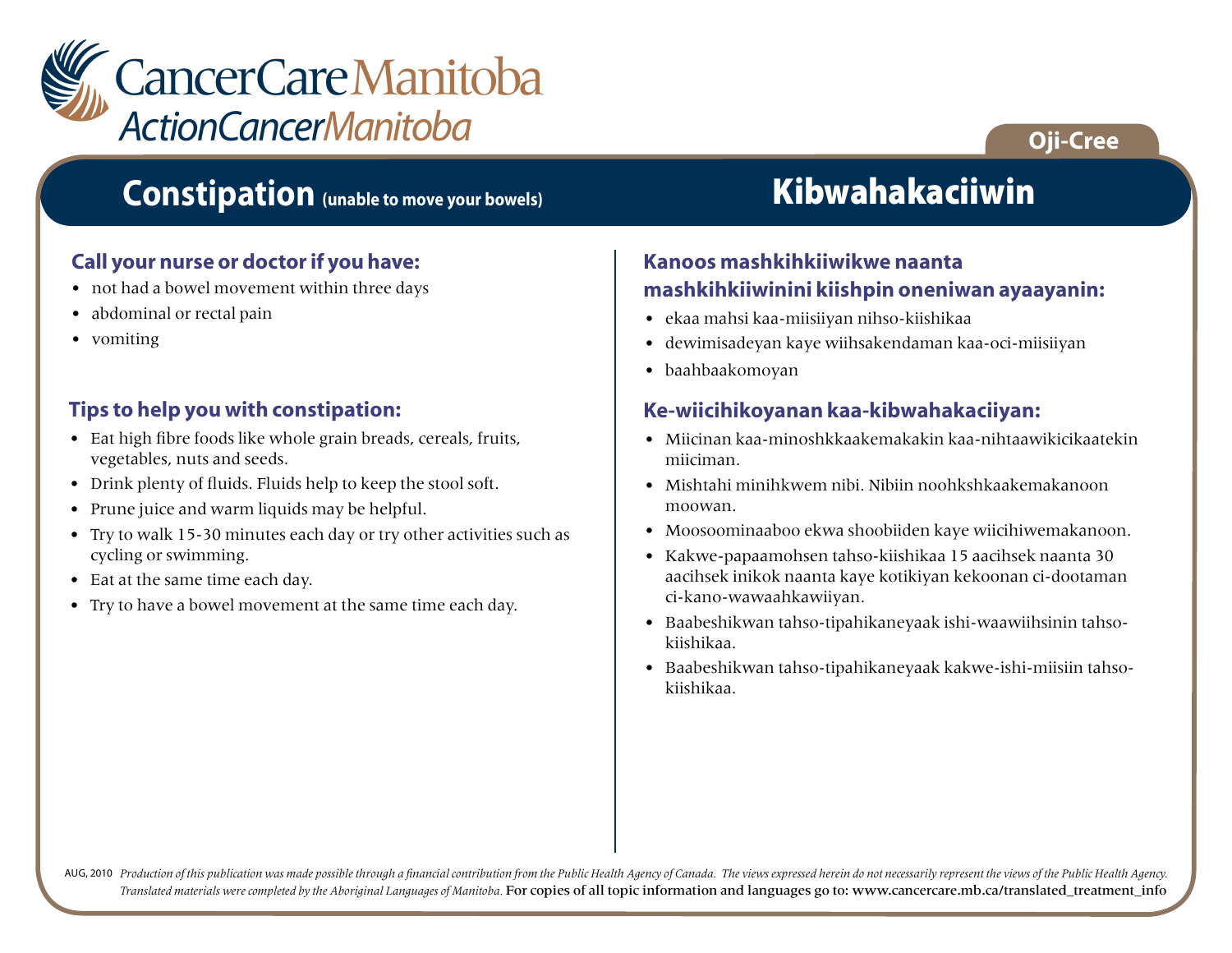CancerCare Manitoba
ActionCancerManitoba

Oji-Cree

# Constipation (unable to move your bowels)

### Call your nurse or doctor if you have:

- not had a bowel movement within three days
- abdominal or rectal pain
- vomiting

### Tips to help you with constipation:

- Eat high fibre foods like whole grain breads, cereals, fruits, vegetables, nuts and seeds.
- Drink plenty of fluids. Fluids help to keep the stool soft.
- Prune juice and warm liquids may be helpful.
- Try to walk 15-30 minutes each day or try other activities such as cycling or swimming.
- Eat at the same time each day.
- Try to have a bowel movement at the same time each day.

# Kibwahakaciiwin

### Kanoos mashkihkiiwikwe naanta mashkihkiiwinini kiishpin oneniwan ayaayanin:

- ekaa mahsi kaa-miisiiyan nihso-kiishikaa
- dewimisadeyan kaye wiihsakendaman kaa-oci-miisiiyan
- baahbaakomoyan

### Ke-wiicihikoyanan kaa-kibwahakaciiyan:

- Miicinan kaa-minoshkkaakemakakin kaa-nihtaawikicikaatekin miiciman.
- Mishtahi minihkwem nibi. Nibiin noohkshkaakemakanoon moowan.
- Moosoominaaboo ekwa shoobiiden kaye wiicihiwemakanoon.
- Kakwe-papaamohsen tahso-kiishikaa 15 aacihsek naanta 30 aacihsek inikok naanta kaye kotikiyan kekoonan ci-dootaman ci-kano-wawaahkawiiyan.
- Baabeshikwan tahso-tipahikaneyaak ishi-waawiihsinin tahso-kiishikaa.
- Baabeshikwan tahso-tipahikaneyaak kakwe-ishi-miisiin tahso-kiishikaa.

AUG, 2010 *Production of this publication was made possible through a financial contribution from the Public Health Agency of Canada. The views expressed herein do not necessarily represent the views of the Public Health Agency. Translated materials were completed by the Aboriginal Languages of Manitoba.* For copies of all topic information and languages go to: www.cancercare.mb.ca/translated_treatment_info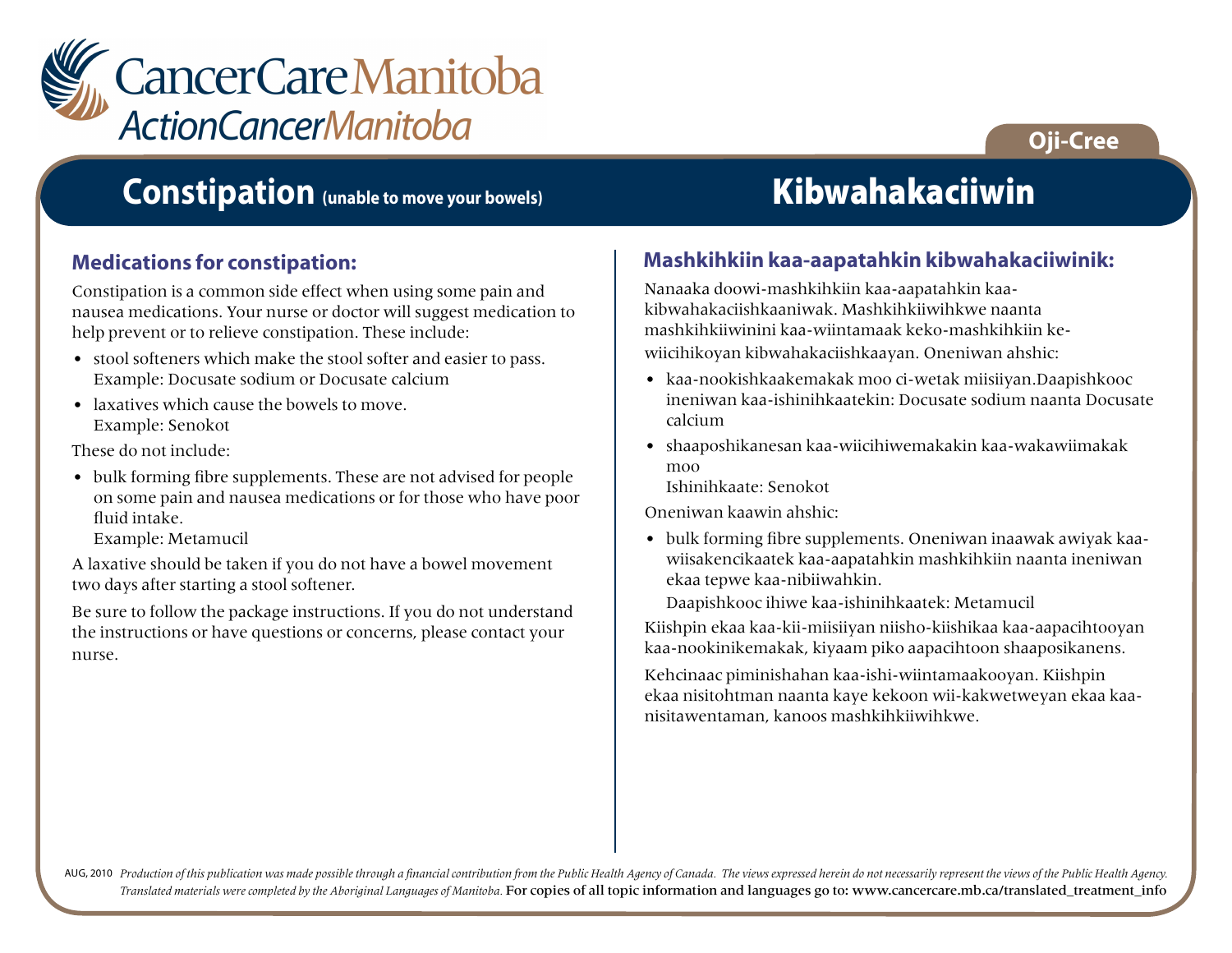CancerCare Manitoba
ActionCancerManitoba

Oji-Cree

# Constipation (unable to move your bowels)

## Medications for constipation:

Constipation is a common side effect when using some pain and nausea medications. Your nurse or doctor will suggest medication to help prevent or to relieve constipation. These include:

- stool softeners which make the stool softer and easier to pass.
  Example: Docusate sodium or Docusate calcium
- laxatives which cause the bowels to move.
  Example: Senokot

These do not include:

- bulk forming fibre supplements. These are not advised for people on some pain and nausea medications or for those who have poor fluid intake.
  Example: Metamucil

A laxative should be taken if you do not have a bowel movement two days after starting a stool softener.

Be sure to follow the package instructions. If you do not understand the instructions or have questions or concerns, please contact your nurse.

# Kibwahakaciiwin

## Mashkihkiin kaa-aapatahkin kibwahakaciiwinik:

Nanaaka doowi-mashkihkiin kaa-aapatahkin kaa-kibwahakaciishkaaniwak. Mashkihkiiwihkwe naanta mashkihkiiwinini kaa-wiintamaak keko-mashkihkiin ke-wiicihikoyan kibwahakaciishkaayan. Oneniwan ahshic:

- kaa-nookishkaakemakak moo ci-wetak miisiiyan.Daapishkooc ineniwan kaa-ishinihkaatekin: Docusate sodium naanta Docusate calcium
- shaaposhikanesan kaa-wiicihiwemakakin kaa-wakawiimakak moo
  Ishinihkaate: Senokot

Oneniwan kaawin ahshic:

- bulk forming fibre supplements. Oneniwan inaawak awiyak kaa-wiisakencikaatek kaa-aapatahkin mashkihkiin naanta ineniwan ekaa tepwe kaa-nibiiwahkin.
  Daapishkooc ihiwe kaa-ishinihkaatek: Metamucil

Kiishpin ekaa kaa-kii-miisiiyan niisho-kiishikaa kaa-aapacihtooyan kaa-nookinikemakak, kiyaam piko aapacihtoon shaaposikanens.

Kehcinaac piminishahan kaa-ishi-wiintamaakooyan. Kiishpin ekaa nisitohtman naanta kaye kekoon wii-kakwetweyan ekaa kaa-nisitawentaman, kanoos mashkihkiiwihkwe.

AUG, 2010 *Production of this publication was made possible through a financial contribution from the Public Health Agency of Canada. The views expressed herein do not necessarily represent the views of the Public Health Agency. Translated materials were completed by the Aboriginal Languages of Manitoba.* For copies of all topic information and languages go to: www.cancercare.mb.ca/translated_treatment_info